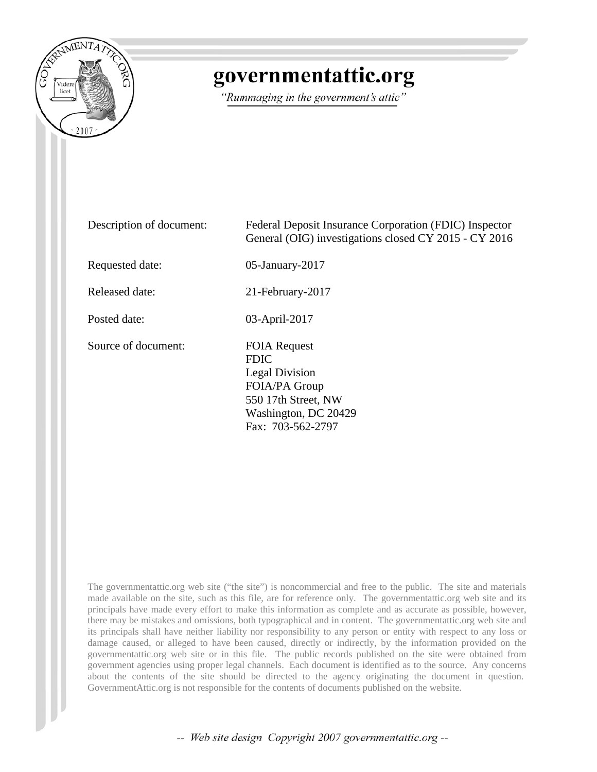# governmentattic.org

*"Rummaging in the government's attic"*

| | |
|---|---|
| Description of document: | Federal Deposit Insurance Corporation (FDIC) Inspector General (OIG) investigations closed CY 2015 - CY 2016 |
| Requested date: | 05-January-2017 |
| Released date: | 21-February-2017 |
| Posted date: | 03-April-2017 |
| Source of document: | FOIA Request<br>FDIC<br>Legal Division<br>FOIA/PA Group<br>550 17th Street, NW<br>Washington, DC 20429<br>Fax: 703-562-2797 |

The governmentattic.org web site ("the site") is noncommercial and free to the public. The site and materials made available on the site, such as this file, are for reference only. The governmentattic.org web site and its principals have made every effort to make this information as complete and as accurate as possible, however, there may be mistakes and omissions, both typographical and in content. The governmentattic.org web site and its principals shall have neither liability nor responsibility to any person or entity with respect to any loss or damage caused, or alleged to have been caused, directly or indirectly, by the information provided on the governmentattic.org web site or in this file. The public records published on the site were obtained from government agencies using proper legal channels. Each document is identified as to the source. Any concerns about the contents of the site should be directed to the agency originating the document in question. GovernmentAttic.org is not responsible for the contents of documents published on the website.

-- Web site design Copyright 2007 governmentattic.org --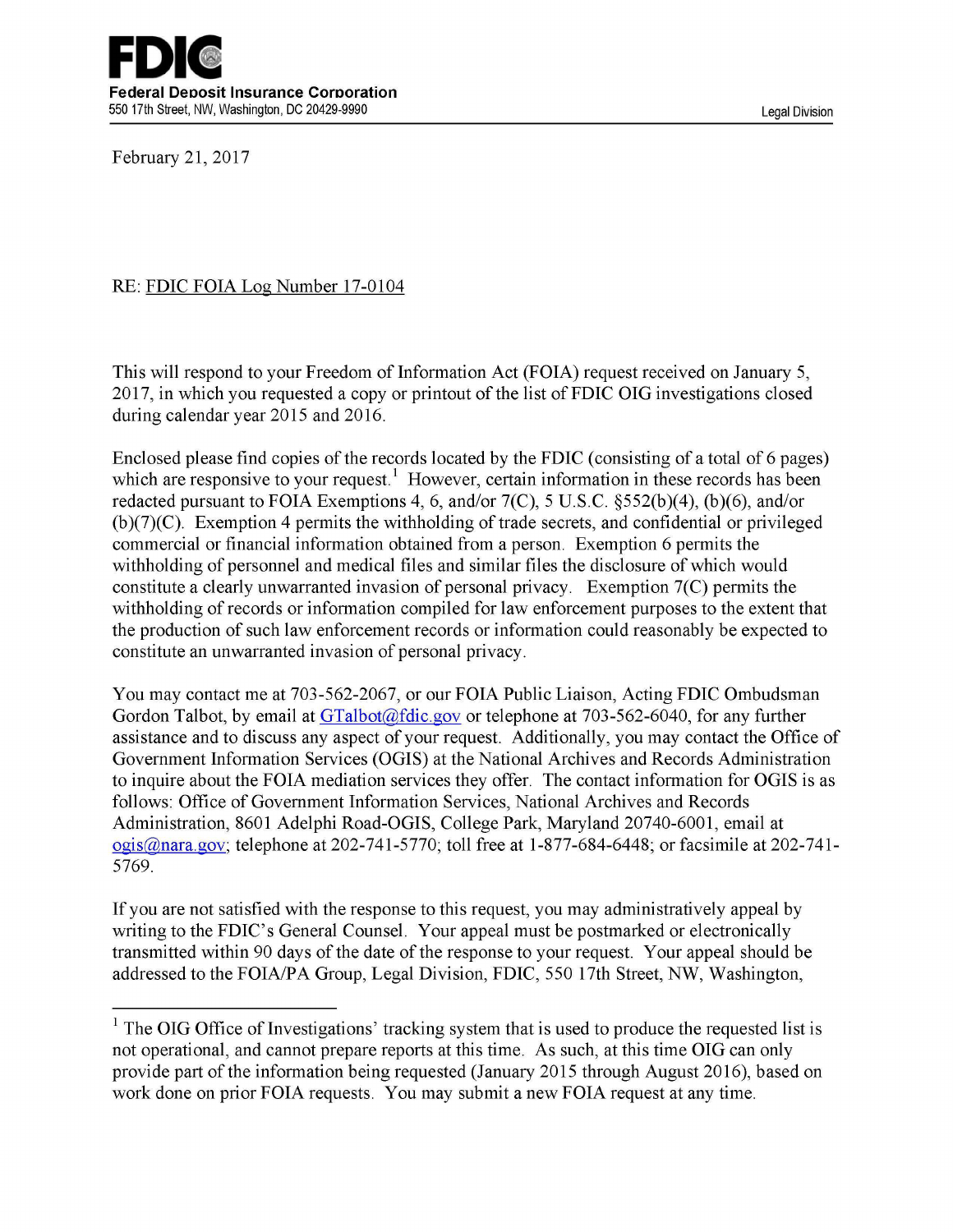**FDIC**

**Federal Deposit Insurance Corporation**
550 17th Street, NW, Washington, DC 20429-9990

Legal Division

February 21, 2017

RE: FDIC FOIA Log Number 17-0104

This will respond to your Freedom of Information Act (FOIA) request received on January 5, 2017, in which you requested a copy or printout of the list of FDIC OIG investigations closed during calendar year 2015 and 2016.

Enclosed please find copies of the records located by the FDIC (consisting of a total of 6 pages) which are responsive to your request.[1] However, certain information in these records has been redacted pursuant to FOIA Exemptions 4, 6, and/or 7(C), 5 U.S.C. §552(b)(4), (b)(6), and/or (b)(7)(C). Exemption 4 permits the withholding of trade secrets, and confidential or privileged commercial or financial information obtained from a person. Exemption 6 permits the withholding of personnel and medical files and similar files the disclosure of which would constitute a clearly unwarranted invasion of personal privacy. Exemption 7(C) permits the withholding of records or information compiled for law enforcement purposes to the extent that the production of such law enforcement records or information could reasonably be expected to constitute an unwarranted invasion of personal privacy.

You may contact me at 703-562-2067, or our FOIA Public Liaison, Acting FDIC Ombudsman Gordon Talbot, by email at GTalbot@fdic.gov or telephone at 703-562-6040, for any further assistance and to discuss any aspect of your request. Additionally, you may contact the Office of Government Information Services (OGIS) at the National Archives and Records Administration to inquire about the FOIA mediation services they offer. The contact information for OGIS is as follows: Office of Government Information Services, National Archives and Records Administration, 8601 Adelphi Road-OGIS, College Park, Maryland 20740-6001, email at ogis@nara.gov; telephone at 202-741-5770; toll free at 1-877-684-6448; or facsimile at 202-741-5769.

If you are not satisfied with the response to this request, you may administratively appeal by writing to the FDIC's General Counsel. Your appeal must be postmarked or electronically transmitted within 90 days of the date of the response to your request. Your appeal should be addressed to the FOIA/PA Group, Legal Division, FDIC, 550 17th Street, NW, Washington,

---

[1] The OIG Office of Investigations' tracking system that is used to produce the requested list is not operational, and cannot prepare reports at this time. As such, at this time OIG can only provide part of the information being requested (January 2015 through August 2016), based on work done on prior FOIA requests. You may submit a new FOIA request at any time.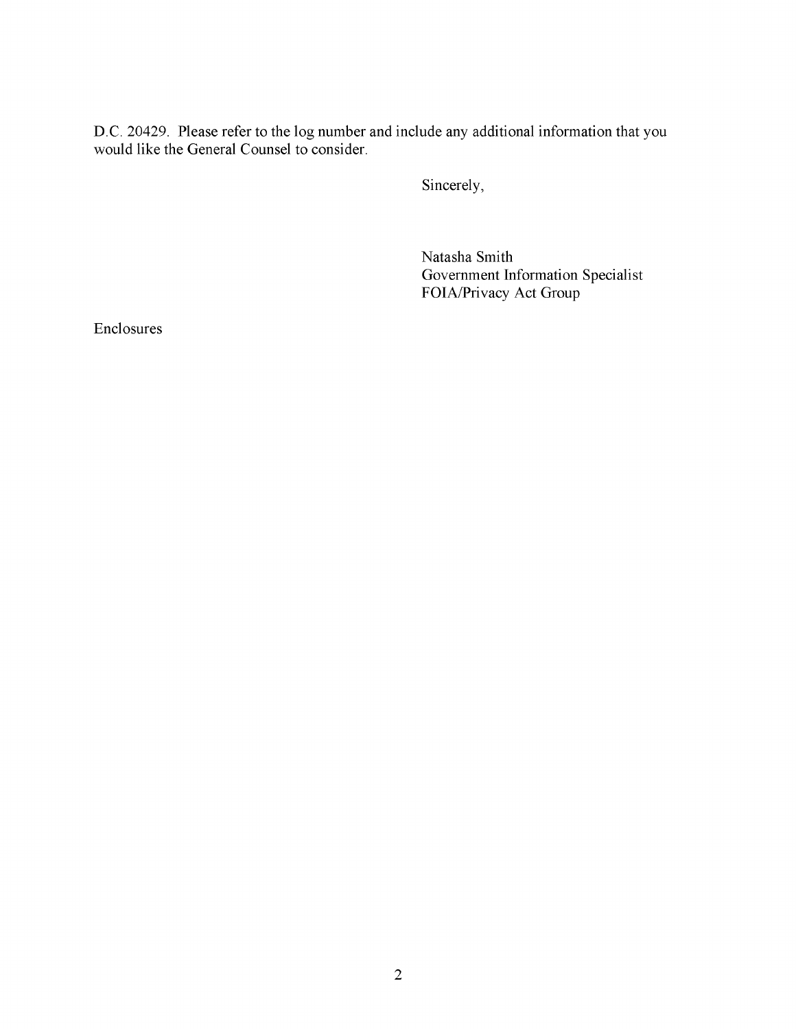D.C. 20429. Please refer to the log number and include any additional information that you would like the General Counsel to consider.

Sincerely,

Natasha Smith
Government Information Specialist
FOIA/Privacy Act Group

Enclosures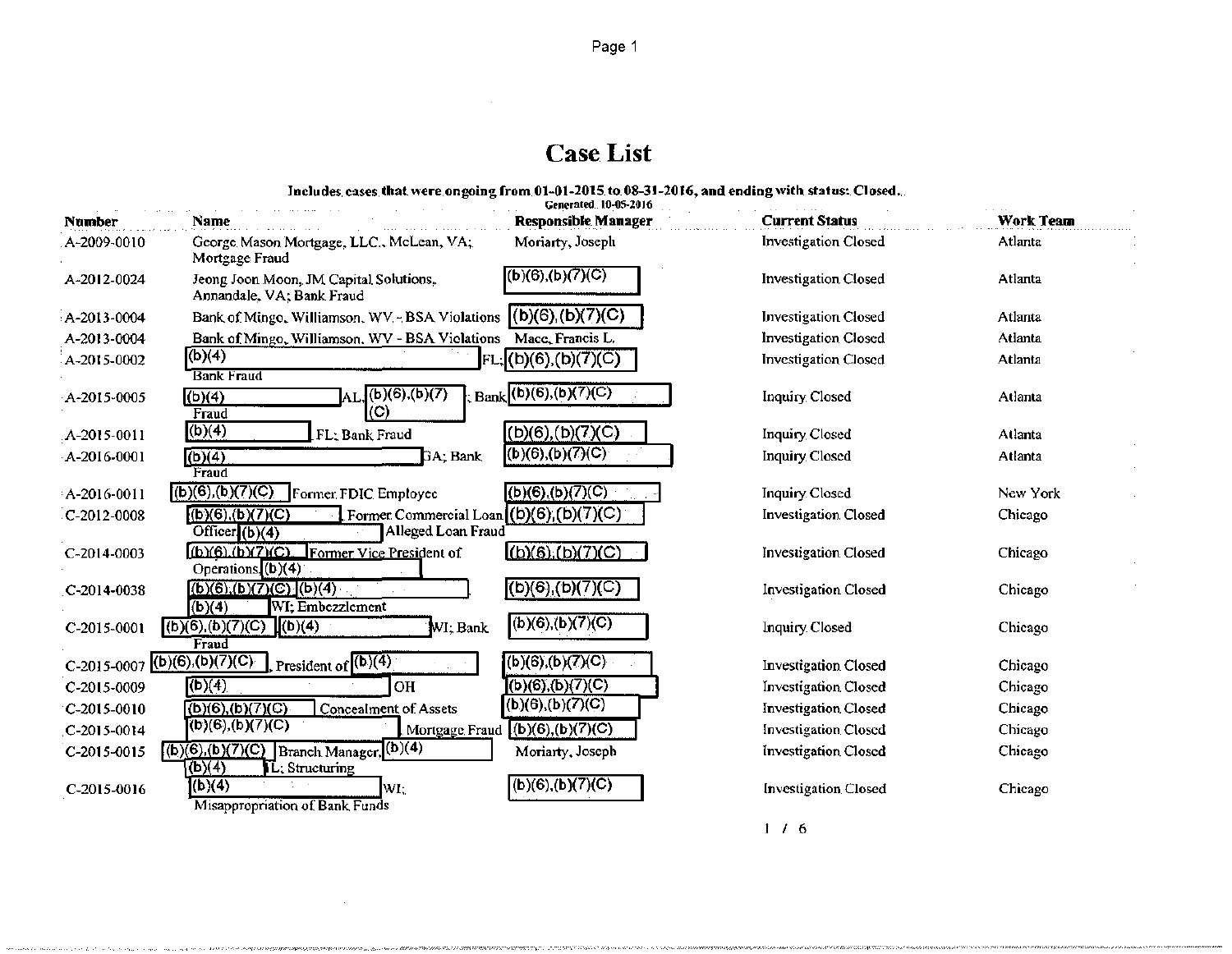# Case List

**Includes cases that were ongoing from 01-01-2015 to 08-31-2016, and ending with status: Closed.**

Generated 10-05-2016

| Number | Name | Responsible Manager | Current Status | Work Team |
|---|---|---|---|---|
| A-2009-0010 | George Mason Mortgage, LLC., McLean, VA; Mortgage Fraud | Moriarty, Joseph | Investigation Closed | Atlanta |
| A-2012-0024 | Jeong Joon Moon, JM Capital Solutions, Annandale, VA; Bank Fraud | (b)(6),(b)(7)(C) | Investigation Closed | Atlanta |
| A-2013-0004 | Bank of Mingo, Williamson, WV - BSA Violations | (b)(6),(b)(7)(C) | Investigation Closed | Atlanta |
| A-2013-0004 | Bank of Mingo, Williamson, WV - BSA Violations | Mace, Francis L. | Investigation Closed | Atlanta |
| A-2015-0002 | (b)(4) FL; Bank Fraud | (b)(6),(b)(7)(C) | Investigation Closed | Atlanta |
| A-2015-0005 | (b)(4) AL, (b)(6),(b)(7)(C); Bank Fraud | (b)(6),(b)(7)(C) | Inquiry Closed | Atlanta |
| A-2015-0011 | (b)(4) FL; Bank Fraud | (b)(6),(b)(7)(C) | Inquiry Closed | Atlanta |
| A-2016-0001 | (b)(4) GA; Bank Fraud | (b)(6),(b)(7)(C) | Inquiry Closed | Atlanta |
| A-2016-0011 | (b)(6),(b)(7)(C) Former FDIC Employee | (b)(6),(b)(7)(C) | Inquiry Closed | New York |
| C-2012-0008 | (b)(6),(b)(7)(C), Former Commercial Loan Officer, (b)(4) Alleged Loan Fraud | (b)(6),(b)(7)(C) | Investigation Closed | Chicago |
| C-2014-0003 | (b)(6),(b)(7)(C), Former Vice President of Operations, (b)(4) | (b)(6),(b)(7)(C) | Investigation Closed | Chicago |
| C-2014-0038 | (b)(6),(b)(7)(C), (b)(4) (b)(4) WI; Embezzlement | (b)(6),(b)(7)(C) | Investigation Closed | Chicago |
| C-2015-0001 | (b)(6),(b)(7)(C) (b)(4) WI; Bank Fraud | (b)(6),(b)(7)(C) | Inquiry Closed | Chicago |
| C-2015-0007 | (b)(6),(b)(7)(C), President of (b)(4) | (b)(6),(b)(7)(C) | Investigation Closed | Chicago |
| C-2015-0009 | (b)(4) OH | (b)(6),(b)(7)(C) | Investigation Closed | Chicago |
| C-2015-0010 | (b)(6),(b)(7)(C) Concealment of Assets | (b)(6),(b)(7)(C) | Investigation Closed | Chicago |
| C-2015-0014 | (b)(6),(b)(7)(C) Mortgage Fraud | (b)(6),(b)(7)(C) | Investigation Closed | Chicago |
| C-2015-0015 | (b)(6),(b)(7)(C) Branch Manager, (b)(4) (b)(4) IL; Structuring | Moriarty, Joseph | Investigation Closed | Chicago |
| C-2015-0016 | (b)(4) WI; Misappropriation of Bank Funds | (b)(6),(b)(7)(C) | Investigation Closed | Chicago |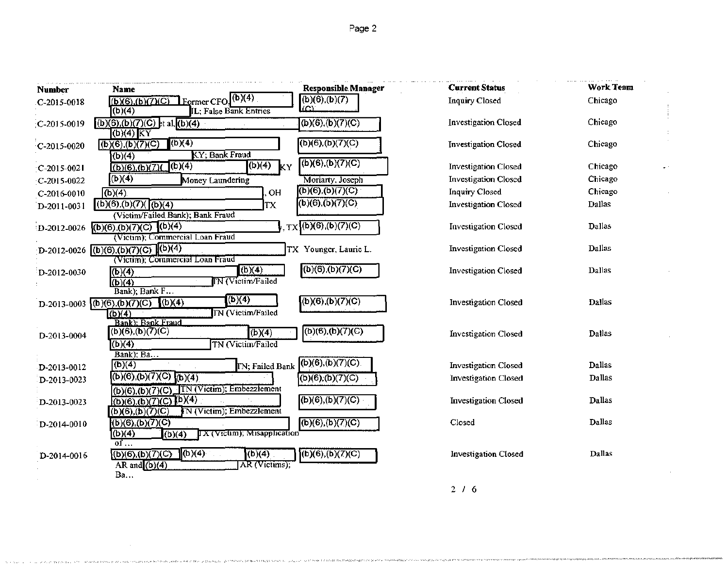| Number | Name | Responsible Manager | Current Status | Work Team |
|---|---|---|---|---|
| C-2015-0018 | (b)(6),(b)(7)(C) Former CFO, (b)(4) (b)(4) IL; False Bank Entries | (b)(6),(b)(7)(C) | Inquiry Closed | Chicago |
| C-2015-0019 | (b)(6),(b)(7)(C) et al, (b)(4) (b)(4) KY | (b)(6),(b)(7)(C) | Investigation Closed | Chicago |
| C-2015-0020 | (b)(6),(b)(7)(C) (b)(4) (b)(4) KY; Bank Fraud | (b)(6),(b)(7)(C) | Investigation Closed | Chicago |
| C-2015-0021 | (b)(6),(b)(7)( (b)(4) (b)(4) KY | (b)(6),(b)(7)(C) | Investigation Closed | Chicago |
| C-2015-0022 | (b)(4) Money Laundering | Moriarty, Joseph | Investigation Closed | Chicago |
| C-2016-0010 | (b)(4) , OH | (b)(6),(b)(7)(C) | Inquiry Closed | Chicago |
| D-2011-0031 | (b)(6),(b)(7)( (b)(4) TX (Victim/Failed Bank); Bank Fraud | (b)(6),(b)(7)(C) | Investigation Closed | Dallas |
| D-2012-0026 | (b)(6),(b)(7)(C) (b)(4) , TX (Victim); Commercial Loan Fraud | (b)(6),(b)(7)(C) | Investigation Closed | Dallas |
| D-2012-0026 | (b)(6),(b)(7)(C) (b)(4) TX (Victim); Commercial Loan Fraud | Younger, Laurie L. | Investigation Closed | Dallas |
| D-2012-0030 | (b)(4) (b)(4) (b)(4) TN (Victim/Failed Bank); Bank F... | (b)(6),(b)(7)(C) | Investigation Closed | Dallas |
| D-2013-0003 | (b)(6),(b)(7)(C) (b)(4) (b)(4) (b)(4) TN (Victim/Failed Bank); Bank Fraud | (b)(6),(b)(7)(C) | Investigation Closed | Dallas |
| D-2013-0004 | (b)(6),(b)(7)(C) (b)(4) (b)(4) TN (Victim/Failed Bank); Ba... | (b)(6),(b)(7)(C) | Investigation Closed | Dallas |
| D-2013-0012 | (b)(4) TN; Failed Bank | (b)(6),(b)(7)(C) | Investigation Closed | Dallas |
| D-2013-0023 | (b)(6),(b)(7)(C) (b)(4) (b)(6),(b)(7)(C) TN (Victim); Embezzlement | (b)(6),(b)(7)(C) | Investigation Closed | Dallas |
| D-2013-0023 | (b)(6),(b)(7)(C) (b)(4) (b)(6),(b)(7)(C) TN (Victim); Embezzlement | (b)(6),(b)(7)(C) | Investigation Closed | Dallas |
| D-2014-0010 | (b)(6),(b)(7)(C) (b)(4) (b)(4) TX (Victim); Misapplication of ... | (b)(6),(b)(7)(C) | Closed | Dallas |
| D-2014-0016 | (b)(6),(b)(7)(C) (b)(4) (b)(4) AR and (b)(4) AR (Victims); Ba... | (b)(6),(b)(7)(C) | Investigation Closed | Dallas |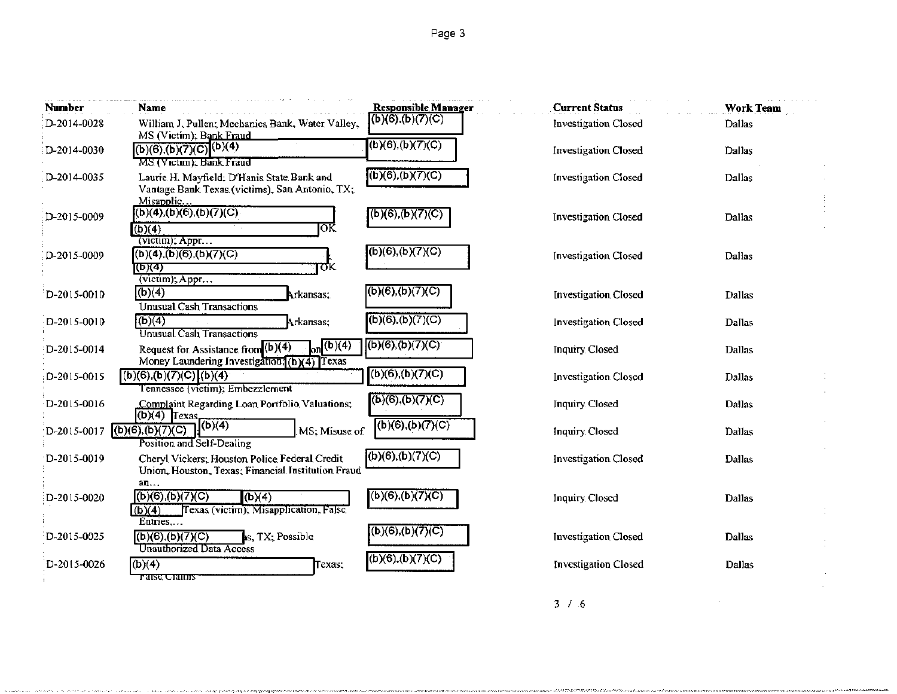| Number | Name | Responsible Manager | Current Status | Work Team |
|---|---|---|---|---|
| D-2014-0028 | William J. Pullen; Mechanics Bank, Water Valley, MS (Victim); Bank Fraud | (b)(6),(b)(7)(C) | Investigation Closed | Dallas |
| D-2014-0030 | (b)(6),(b)(7)(C) (b)(4) MS (Victim); Bank Fraud | (b)(6),(b)(7)(C) | Investigation Closed | Dallas |
| D-2014-0035 | Laurie H. Mayfield; D'Hanis State Bank and Vantage Bank Texas (victims), San Antonio, TX; Misapplic… | (b)(6),(b)(7)(C) | Investigation Closed | Dallas |
| D-2015-0009 | (b)(4),(b)(6),(b)(7)(C) (b)(4) OK (victim); Appr… | (b)(6),(b)(7)(C) | Investigation Closed | Dallas |
| D-2015-0009 | (b)(4),(b)(6),(b)(7)(C) (b)(4) OK (victim); Appr… | (b)(6),(b)(7)(C) | Investigation Closed | Dallas |
| D-2015-0010 | (b)(4) Arkansas; Unusual Cash Transactions | (b)(6),(b)(7)(C) | Investigation Closed | Dallas |
| D-2015-0010 | (b)(4) Arkansas; Unusual Cash Transactions | (b)(6),(b)(7)(C) | Investigation Closed | Dallas |
| D-2015-0014 | Request for Assistance from (b)(4) on (b)(4) Money Laundering Investigation; (b)(4) Texas | (b)(6),(b)(7)(C) | Inquiry Closed | Dallas |
| D-2015-0015 | (b)(6),(b)(7)(C) (b)(4) Tennessee (victim); Embezzlement | (b)(6),(b)(7)(C) | Investigation Closed | Dallas |
| D-2015-0016 | Complaint Regarding Loan Portfolio Valuations; (b)(4) Texas | (b)(6),(b)(7)(C) | Inquiry Closed | Dallas |
| D-2015-0017 | (b)(6),(b)(7)(C), (b)(4) MS; Misuse of Position and Self-Dealing | (b)(6),(b)(7)(C) | Inquiry Closed | Dallas |
| D-2015-0019 | Cheryl Vickers; Houston Police Federal Credit Union, Houston, Texas; Financial Institution Fraud an… | (b)(6),(b)(7)(C) | Investigation Closed | Dallas |
| D-2015-0020 | (b)(6),(b)(7)(C) (b)(4) (b)(4) Texas (victim); Misapplication, False Entries,… | (b)(6),(b)(7)(C) | Inquiry Closed | Dallas |
| D-2015-0025 | (b)(6),(b)(7)(C) s, TX; Possible Unauthorized Data Access | (b)(6),(b)(7)(C) | Investigation Closed | Dallas |
| D-2015-0026 | (b)(4) Texas; False Claims | (b)(6),(b)(7)(C) | Investigation Closed | Dallas |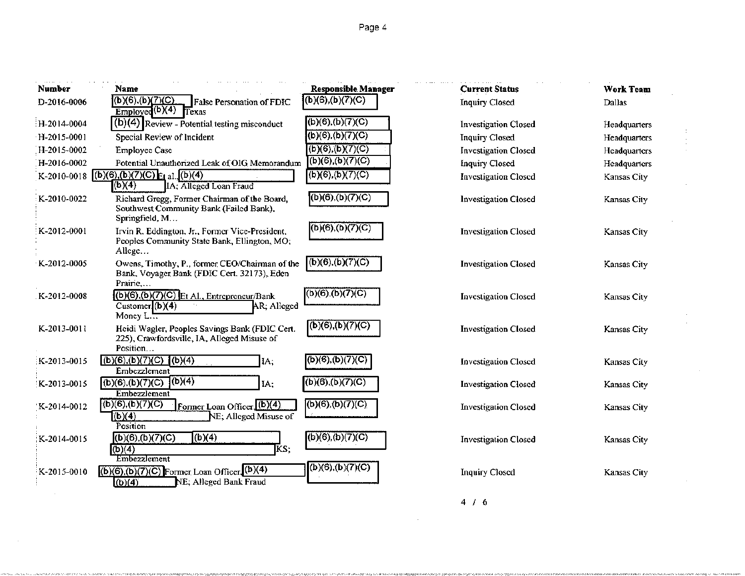| Number | Name | Responsible Manager | Current Status | Work Team |
|---|---|---|---|---|
| D-2016-0006 | (b)(6),(b)(7)(C) False Personation of FDIC Employee (b)(4) Texas | (b)(6),(b)(7)(C) | Inquiry Closed | Dallas |
| H-2014-0004 | (b)(4) Review - Potential testing misconduct | (b)(6),(b)(7)(C) | Investigation Closed | Headquarters |
| H-2015-0001 | Special Review of Incident | (b)(6),(b)(7)(C) | Inquiry Closed | Headquarters |
| H-2015-0002 | Employee Case | (b)(6),(b)(7)(C) | Investigation Closed | Headquarters |
| H-2016-0002 | Potential Unauthorized Leak of OIG Memorandum | (b)(6),(b)(7)(C) | Inquiry Closed | Headquarters |
| K-2010-0018 | (b)(6),(b)(7)(C) Et al., (b)(4) (b)(4) IA; Alleged Loan Fraud | (b)(6),(b)(7)(C) | Investigation Closed | Kansas City |
| K-2010-0022 | Richard Gregg, Former Chairman of the Board, Southwest Community Bank (Failed Bank), Springfield, M... | (b)(6),(b)(7)(C) | Investigation Closed | Kansas City |
| K-2012-0001 | Irvin R. Eddington, Jr., Former Vice-President, Peoples Community State Bank, Ellington, MO; Allege... | (b)(6),(b)(7)(C) | Investigation Closed | Kansas City |
| K-2012-0005 | Owens, Timothy, P., former CEO/Chairman of the Bank, Voyager Bank (FDIC Cert. 32173), Eden Prairie,... | (b)(6),(b)(7)(C) | Investigation Closed | Kansas City |
| K-2012-0008 | (b)(6),(b)(7)(C) Et Al., Entrepreneur/Bank Customer (b)(4) AR; Alleged Money L... | (b)(6),(b)(7)(C) | Investigation Closed | Kansas City |
| K-2013-0011 | Heidi Wagler, Peoples Savings Bank (FDIC Cert. 225), Crawfordsville, IA, Alleged Misuse of Position... | (b)(6),(b)(7)(C) | Investigation Closed | Kansas City |
| K-2013-0015 | (b)(6),(b)(7)(C) (b)(4) IA; Embezzlement | (b)(6),(b)(7)(C) | Investigation Closed | Kansas City |
| K-2013-0015 | (b)(6),(b)(7)(C) (b)(4) IA; Embezzlement | (b)(6),(b)(7)(C) | Investigation Closed | Kansas City |
| K-2014-0012 | (b)(6),(b)(7)(C) Former Loan Officer, (b)(4) (b)(4) NE; Alleged Misuse of Position | (b)(6),(b)(7)(C) | Investigation Closed | Kansas City |
| K-2014-0015 | (b)(6),(b)(7)(C) (b)(4) (b)(4) KS; Embezzlement | (b)(6),(b)(7)(C) | Investigation Closed | Kansas City |
| K-2015-0010 | (b)(6),(b)(7)(C) Former Loan Officer, (b)(4) (b)(4) NE; Alleged Bank Fraud | (b)(6),(b)(7)(C) | Inquiry Closed | Kansas City |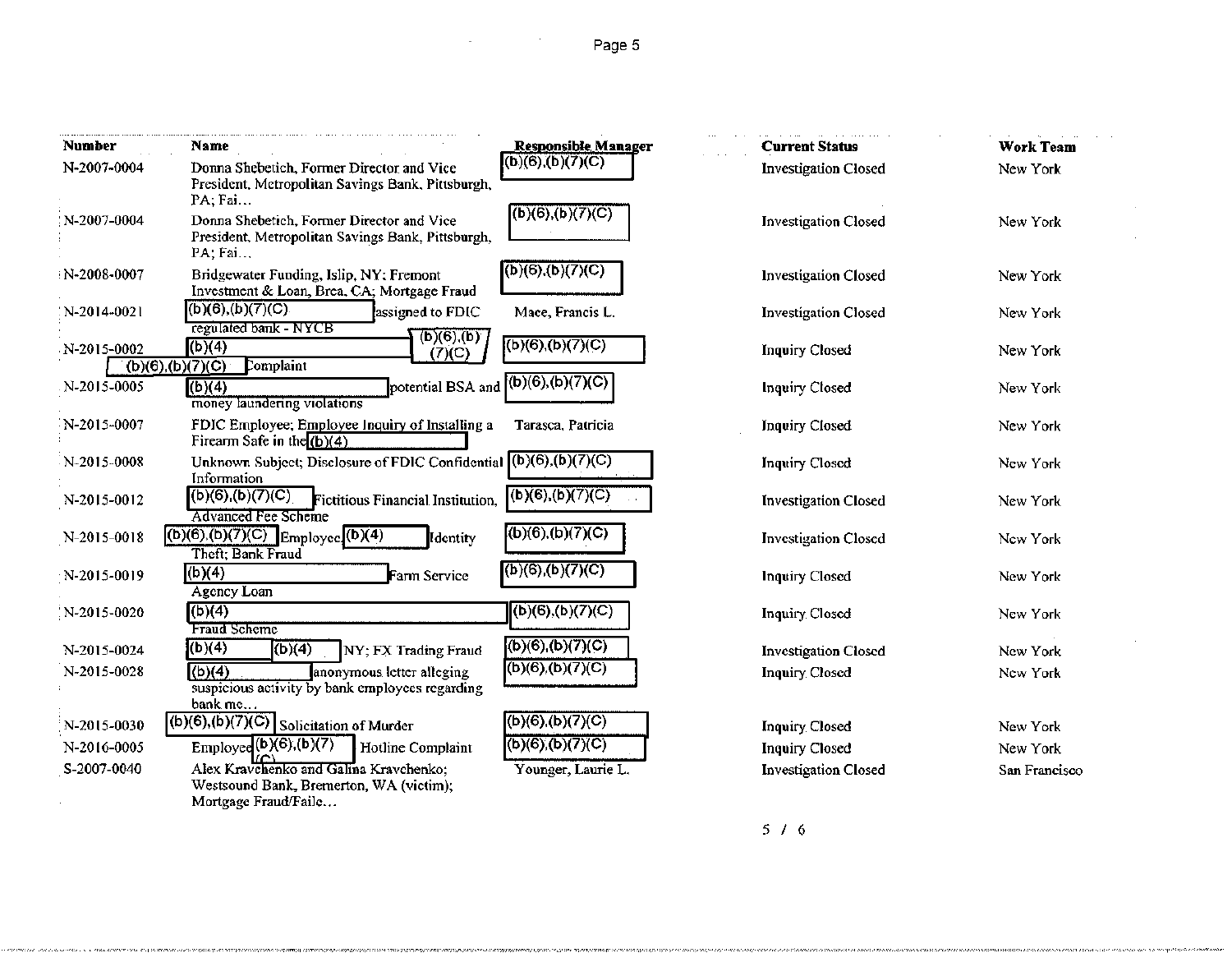| Number | Name | Responsible Manager | Current Status | Work Team |
|---|---|---|---|---|
| N-2007-0004 | Donna Shebetich, Former Director and Vice President, Metropolitan Savings Bank, Pittsburgh, PA; Fai... | (b)(6),(b)(7)(C) | Investigation Closed | New York |
| N-2007-0004 | Donna Shebetich, Former Director and Vice President, Metropolitan Savings Bank, Pittsburgh, PA; Fai... | (b)(6),(b)(7)(C) | Investigation Closed | New York |
| N-2008-0007 | Bridgewater Funding, Islip, NY; Fremont Investment & Loan, Brea, CA; Mortgage Fraud | (b)(6),(b)(7)(C) | Investigation Closed | New York |
| N-2014-0021 | (b)(6),(b)(7)(C) assigned to FDIC regulated bank - NYCB | Mace, Francis L. | Investigation Closed | New York |
| N-2015-0002 | (b)(4) (b)(6),(b)(7)(C) (b)(6),(b)(7)(C) Complaint | (b)(6),(b)(7)(C) | Inquiry Closed | New York |
| N-2015-0005 | (b)(4) potential BSA and money laundering violations | (b)(6),(b)(7)(C) | Inquiry Closed | New York |
| N-2015-0007 | FDIC Employee; Employee Inquiry of Installing a Firearm Safe in the (b)(4) | Tarasca, Patricia | Inquiry Closed | New York |
| N-2015-0008 | Unknown Subject; Disclosure of FDIC Confidential Information | (b)(6),(b)(7)(C) | Inquiry Closed | New York |
| N-2015-0012 | (b)(6),(b)(7)(C) Fictitious Financial Institution, Advanced Fee Scheme | (b)(6),(b)(7)(C) | Investigation Closed | New York |
| N-2015-0018 | (b)(6),(b)(7)(C) Employee, (b)(4) Identity Theft; Bank Fraud | (b)(6),(b)(7)(C) | Investigation Closed | New York |
| N-2015-0019 | (b)(4) Farm Service Agency Loan | (b)(6),(b)(7)(C) | Inquiry Closed | New York |
| N-2015-0020 | (b)(4) Fraud Scheme | (b)(6),(b)(7)(C) | Inquiry Closed | New York |
| N-2015-0024 | (b)(4) (b)(4) NY; FX Trading Fraud | (b)(6),(b)(7)(C) | Investigation Closed | New York |
| N-2015-0028 | (b)(4) anonymous letter alleging suspicious activity by bank employees regarding bank me... | (b)(6),(b)(7)(C) | Inquiry Closed | New York |
| N-2015-0030 | (b)(6),(b)(7)(C) Solicitation of Murder | (b)(6),(b)(7)(C) | Inquiry Closed | New York |
| N-2016-0005 | Employee (b)(6),(b)(7)(C) Hotline Complaint | (b)(6),(b)(7)(C) | Inquiry Closed | New York |
| S-2007-0040 | Alex Kravchenko and Galina Kravchenko; Westsound Bank, Bremerton, WA (victim); Mortgage Fraud/Faile... | Younger, Laurie L. | Investigation Closed | San Francisco |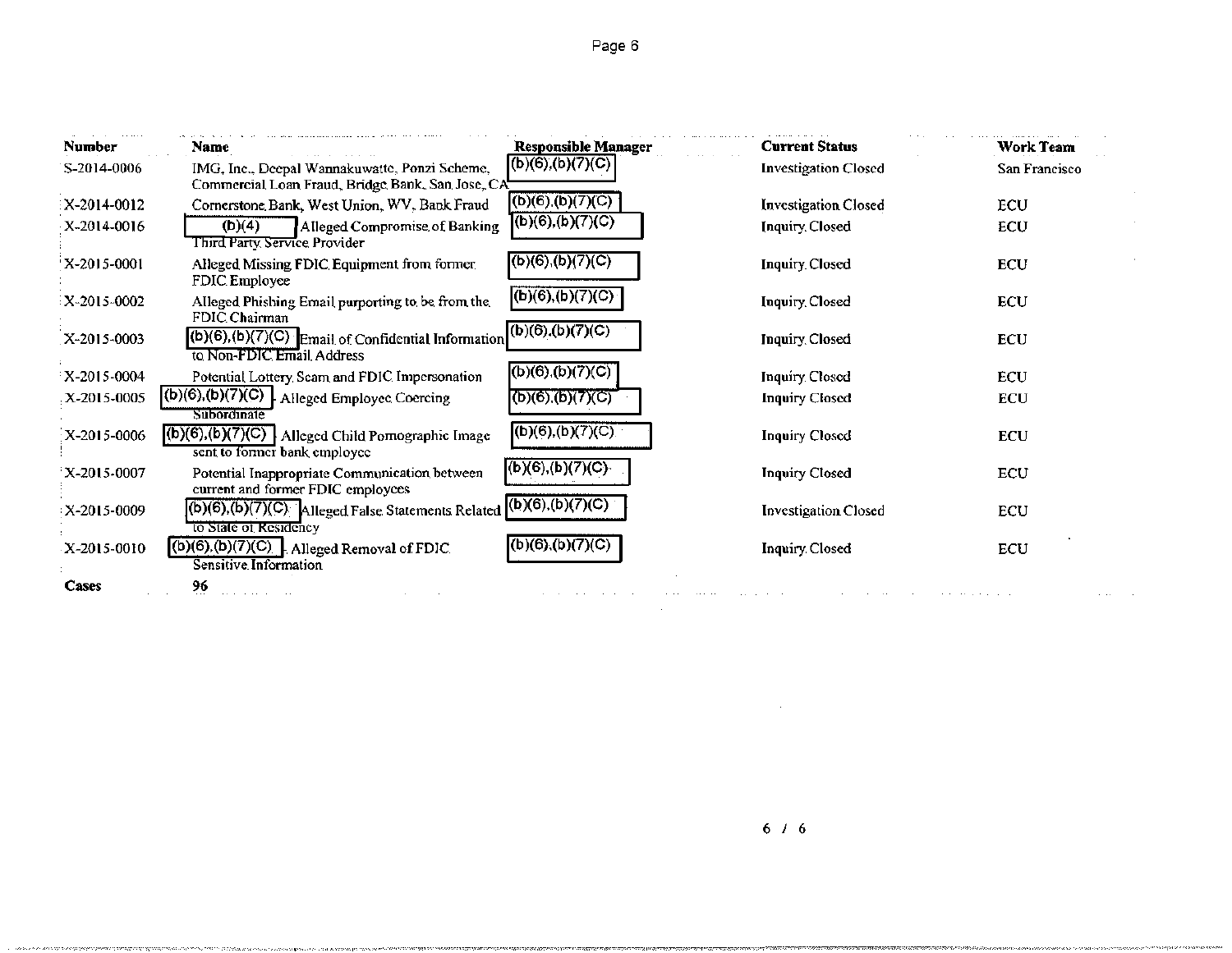| Number | Name | Responsible Manager | Current Status | Work Team |
|---|---|---|---|---|
| S-2014-0006 | IMG, Inc., Deepal Wannakuwatte, Ponzi Scheme, Commercial Loan Fraud, Bridge Bank, San Jose, CA | (b)(6),(b)(7)(C) | Investigation Closed | San Francisco |
| X-2014-0012 | Cornerstone Bank, West Union, WV, Bank Fraud | (b)(6),(b)(7)(C) | Investigation Closed | ECU |
| X-2014-0016 | (b)(4) Alleged Compromise of Banking Third Party Service Provider | (b)(6),(b)(7)(C) | Inquiry Closed | ECU |
| X-2015-0001 | Alleged Missing FDIC Equipment from former FDIC Employee | (b)(6),(b)(7)(C) | Inquiry Closed | ECU |
| X-2015-0002 | Alleged Phishing Email purporting to be from the FDIC Chairman | (b)(6),(b)(7)(C) | Inquiry Closed | ECU |
| X-2015-0003 | (b)(6),(b)(7)(C) Email of Confidential Information to Non-FDIC Email Address | (b)(6),(b)(7)(C) | Inquiry Closed | ECU |
| X-2015-0004 | Potential Lottery Scam and FDIC Impersonation | (b)(6),(b)(7)(C) | Inquiry Closed | ECU |
| X-2015-0005 | (b)(6),(b)(7)(C) - Alleged Employee Coercing Subordinate | (b)(6),(b)(7)(C) | Inquiry Closed | ECU |
| X-2015-0006 | (b)(6),(b)(7)(C) Alleged Child Pornographic Image sent to former bank employee | (b)(6),(b)(7)(C) | Inquiry Closed | ECU |
| X-2015-0007 | Potential Inappropriate Communication between current and former FDIC employees | (b)(6),(b)(7)(C) | Inquiry Closed | ECU |
| X-2015-0009 | (b)(6),(b)(7)(C) Alleged False Statements Related to State of Residency | (b)(6),(b)(7)(C) | Investigation Closed | ECU |
| X-2015-0010 | (b)(6),(b)(7)(C) - Alleged Removal of FDIC Sensitive Information | (b)(6),(b)(7)(C) | Inquiry Closed | ECU |
| **Cases** | 96 | | | |